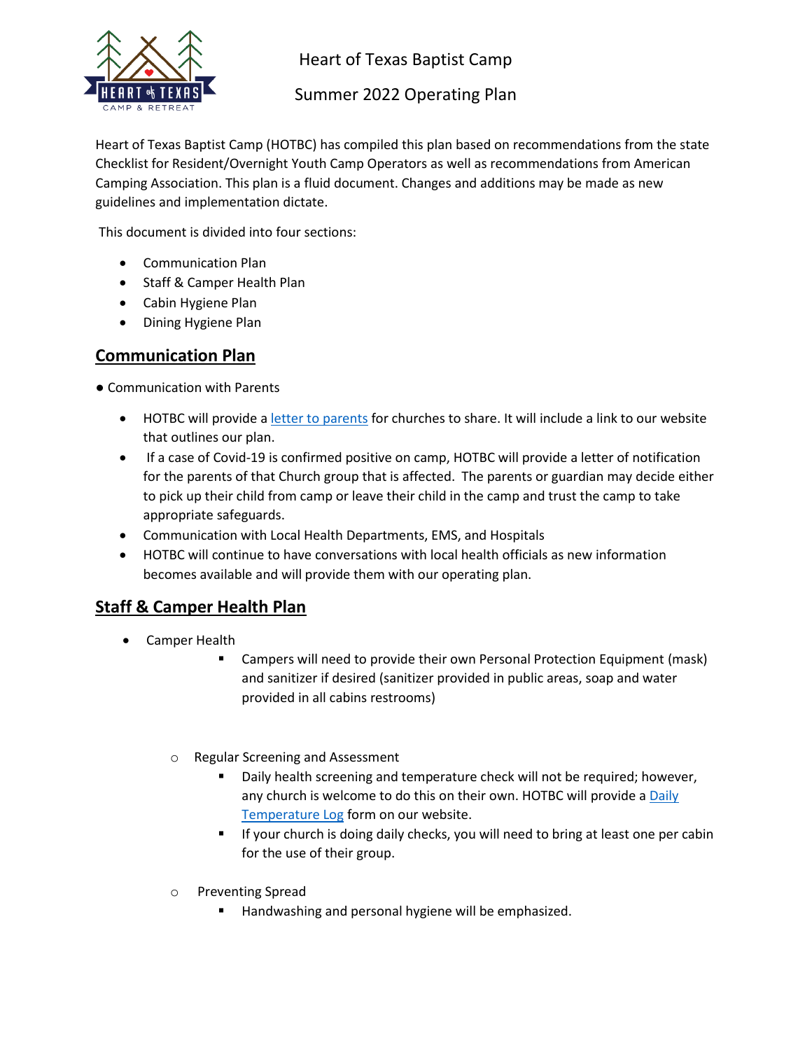# Heart of Texas Baptist Camp

## Summer 2022 Operating Plan

Heart of Texas Baptist Camp (HOTBC) has compiled this plan based on recommendations from the state Checklist for Resident/Overnight Youth Camp Operators as well as recommendations from American Camping Association. This plan is a fluid document. Changes and additions may be made as new guidelines and implementation dictate.

This document is divided into four sections:

- Communication Plan
- Staff & Camper Health Plan
- Cabin Hygiene Plan
- Dining Hygiene Plan

## Communication Plan

- Communication with Parents
  - HOTBC will provide a letter to parents for churches to share. It will include a link to our website that outlines our plan.
  - If a case of Covid-19 is confirmed positive on camp, HOTBC will provide a letter of notification for the parents of that Church group that is affected. The parents or guardian may decide either to pick up their child from camp or leave their child in the camp and trust the camp to take appropriate safeguards.
  - Communication with Local Health Departments, EMS, and Hospitals
  - HOTBC will continue to have conversations with local health officials as new information becomes available and will provide them with our operating plan.

## Staff & Camper Health Plan

- Camper Health
  - Campers will need to provide their own Personal Protection Equipment (mask) and sanitizer if desired (sanitizer provided in public areas, soap and water provided in all cabins restrooms)
  - Regular Screening and Assessment
    - Daily health screening and temperature check will not be required; however, any church is welcome to do this on their own. HOTBC will provide a Daily Temperature Log form on our website.
    - If your church is doing daily checks, you will need to bring at least one per cabin for the use of their group.
  - Preventing Spread
    - Handwashing and personal hygiene will be emphasized.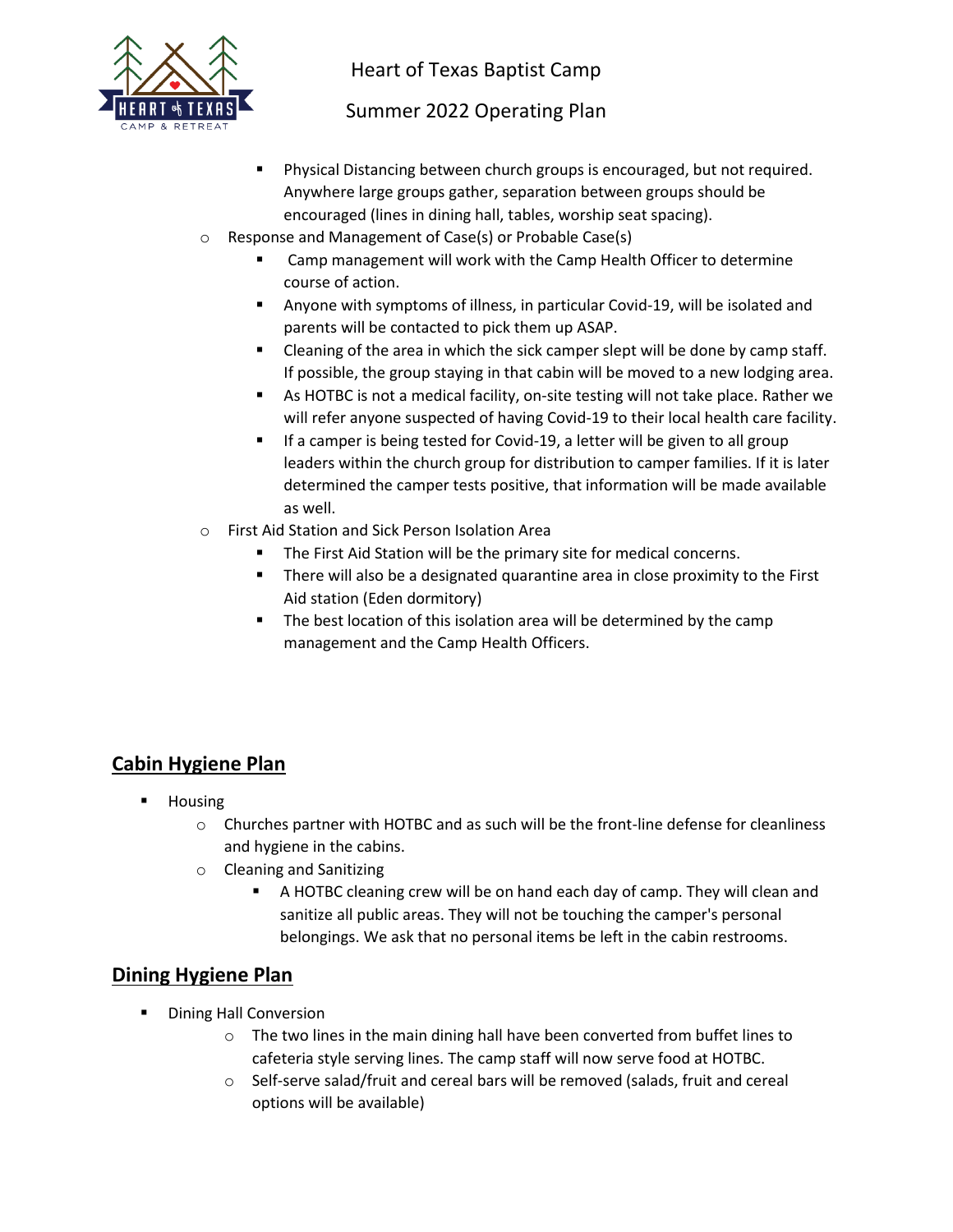- Physical Distancing between church groups is encouraged, but not required. Anywhere large groups gather, separation between groups should be encouraged (lines in dining hall, tables, worship seat spacing).
    - Response and Management of Case(s) or Probable Case(s)
        - Camp management will work with the Camp Health Officer to determine course of action.
        - Anyone with symptoms of illness, in particular Covid-19, will be isolated and parents will be contacted to pick them up ASAP.
        - Cleaning of the area in which the sick camper slept will be done by camp staff. If possible, the group staying in that cabin will be moved to a new lodging area.
        - As HOTBC is not a medical facility, on-site testing will not take place. Rather we will refer anyone suspected of having Covid-19 to their local health care facility.
        - If a camper is being tested for Covid-19, a letter will be given to all group leaders within the church group for distribution to camper families. If it is later determined the camper tests positive, that information will be made available as well.
    - First Aid Station and Sick Person Isolation Area
        - The First Aid Station will be the primary site for medical concerns.
        - There will also be a designated quarantine area in close proximity to the First Aid station (Eden dormitory)
        - The best location of this isolation area will be determined by the camp management and the Camp Health Officers.

## Cabin Hygiene Plan

- Housing
    - Churches partner with HOTBC and as such will be the front-line defense for cleanliness and hygiene in the cabins.
    - Cleaning and Sanitizing
        - A HOTBC cleaning crew will be on hand each day of camp. They will clean and sanitize all public areas. They will not be touching the camper's personal belongings. We ask that no personal items be left in the cabin restrooms.

## Dining Hygiene Plan

- Dining Hall Conversion
    - The two lines in the main dining hall have been converted from buffet lines to cafeteria style serving lines. The camp staff will now serve food at HOTBC.
    - Self-serve salad/fruit and cereal bars will be removed (salads, fruit and cereal options will be available)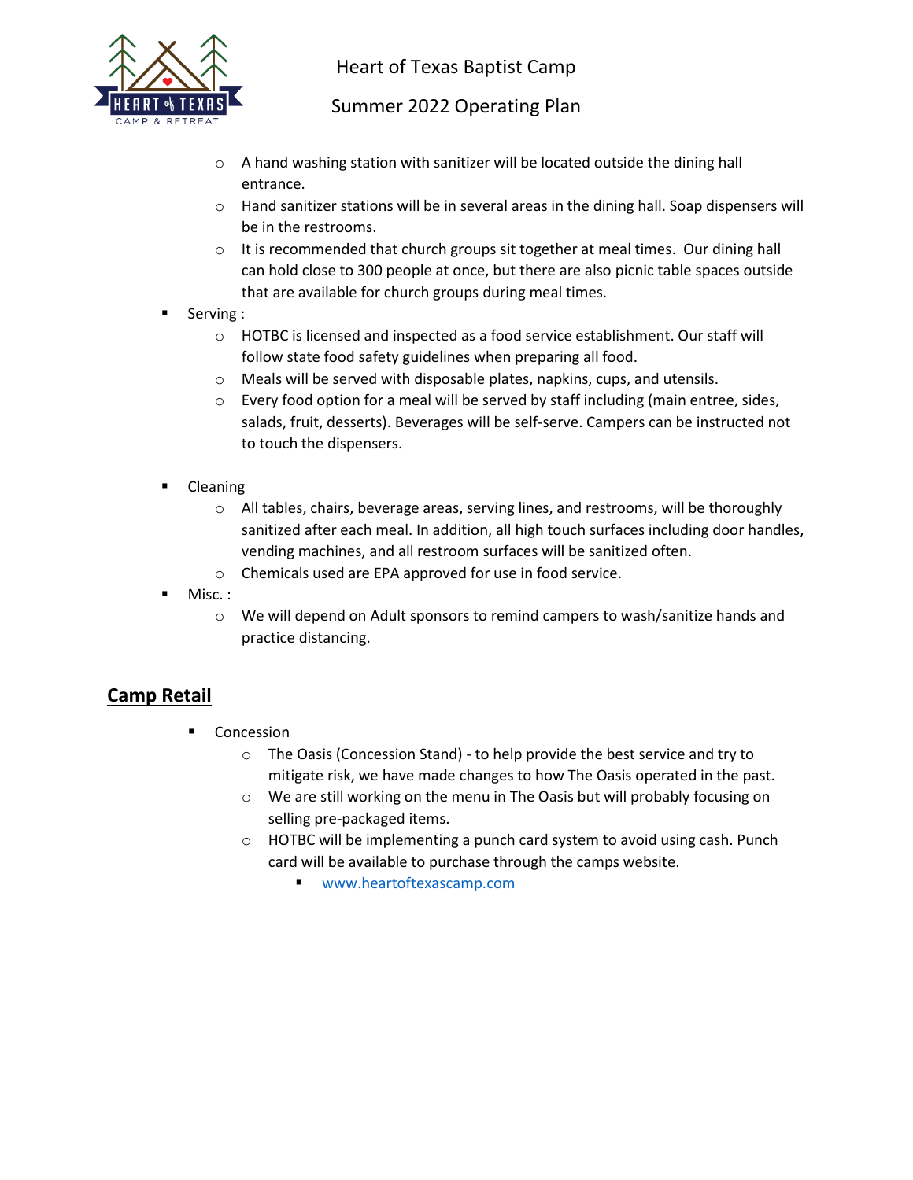- A hand washing station with sanitizer will be located outside the dining hall entrance.
- Hand sanitizer stations will be in several areas in the dining hall. Soap dispensers will be in the restrooms.
- It is recommended that church groups sit together at meal times. Our dining hall can hold close to 300 people at once, but there are also picnic table spaces outside that are available for church groups during meal times.

- Serving :
  - HOTBC is licensed and inspected as a food service establishment. Our staff will follow state food safety guidelines when preparing all food.
  - Meals will be served with disposable plates, napkins, cups, and utensils.
  - Every food option for a meal will be served by staff including (main entree, sides, salads, fruit, desserts). Beverages will be self-serve. Campers can be instructed not to touch the dispensers.

- Cleaning
  - All tables, chairs, beverage areas, serving lines, and restrooms, will be thoroughly sanitized after each meal. In addition, all high touch surfaces including door handles, vending machines, and all restroom surfaces will be sanitized often.
  - Chemicals used are EPA approved for use in food service.
- Misc. :
  - We will depend on Adult sponsors to remind campers to wash/sanitize hands and practice distancing.

## Camp Retail

- Concession
  - The Oasis (Concession Stand) - to help provide the best service and try to mitigate risk, we have made changes to how The Oasis operated in the past.
  - We are still working on the menu in The Oasis but will probably focusing on selling pre-packaged items.
  - HOTBC will be implementing a punch card system to avoid using cash. Punch card will be available to purchase through the camps website.
    - www.heartoftexascamp.com